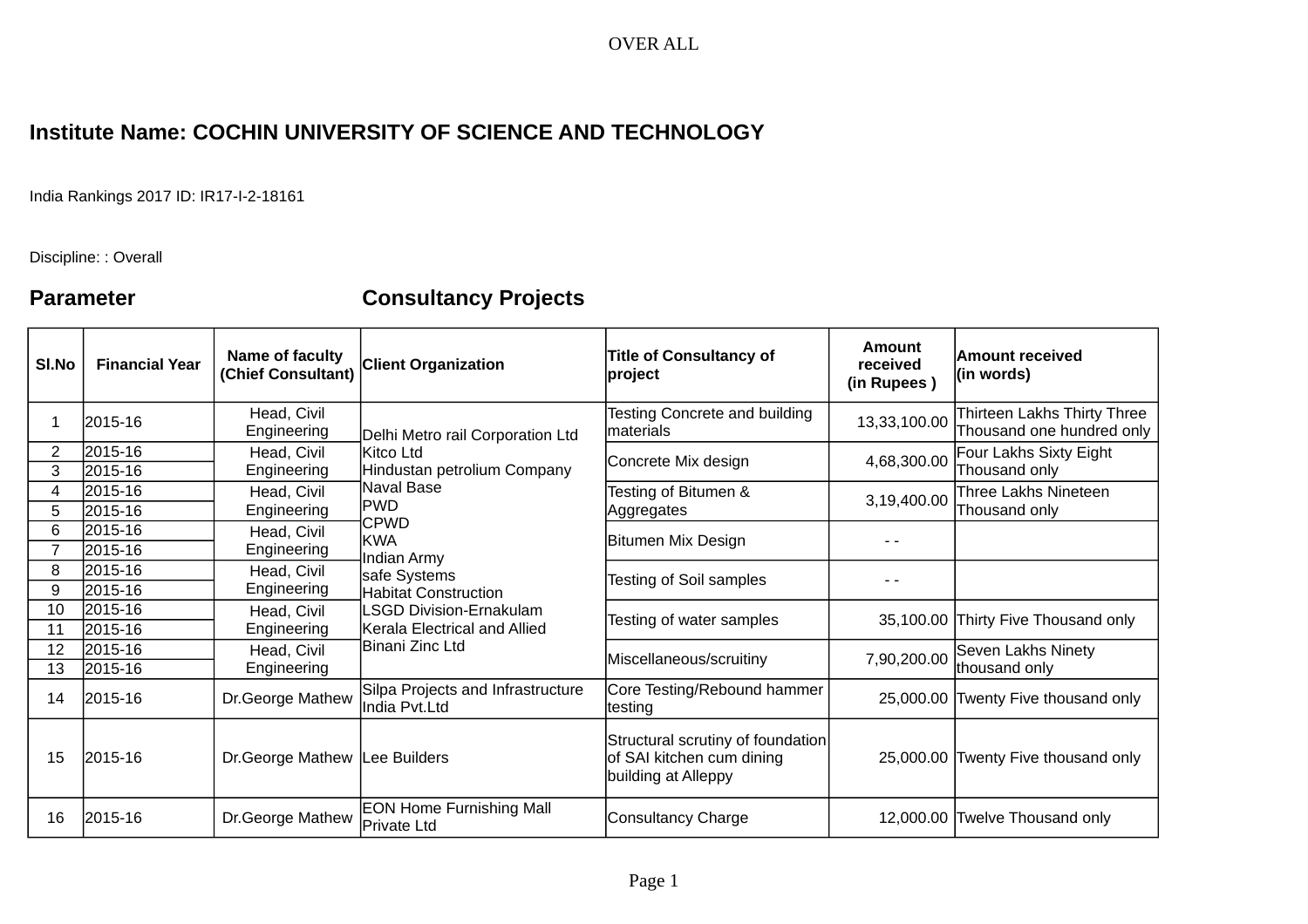OVER ALL

## Institute Name: COCHIN UNIVERSITY OF SCIENCE AND TECHNOLOGY

India Rankings 2017 ID: IR17-I-2-18161

Discipline: : Overall

## Parameter Consultancy Projects

| Sl.No | Financial Year | Name of faculty (Chief Consultant) | Client Organization | Title of Consultancy of project | Amount received (in Rupees ) | Amount received (in words) |
|---|---|---|---|---|---|---|
| 1 | 2015-16 | Head, Civil Engineering | Delhi Metro rail Corporation Ltd Kitco Ltd Hindustan petrolium Company Naval Base PWD CPWD KWA Indian Army safe Systems Habitat Construction LSGD Division-Ernakulam Kerala Electrical and Allied Binani Zinc Ltd | Testing Concrete and building materials | 13,33,100.00 | Thirteen Lakhs Thirty Three Thousand one hundred only |
| 2 | 2015-16 | Head, Civil Engineering | | Concrete Mix design | 4,68,300.00 | Four Lakhs Sixty Eight Thousand only |
| 3 | 2015-16 | | | | | |
| 4 | 2015-16 | Head, Civil Engineering | | Testing of Bitumen & Aggregates | 3,19,400.00 | Three Lakhs Nineteen Thousand only |
| 5 | 2015-16 | | | | | |
| 6 | 2015-16 | Head, Civil Engineering | | Bitumen Mix Design | - - | |
| 7 | 2015-16 | | | | | |
| 8 | 2015-16 | Head, Civil Engineering | | Testing of Soil samples | - - | |
| 9 | 2015-16 | | | | | |
| 10 | 2015-16 | Head, Civil Engineering | | Testing of water samples | 35,100.00 | Thirty Five Thousand only |
| 11 | 2015-16 | | | | | |
| 12 | 2015-16 | Head, Civil Engineering | | Miscellaneous/scruitiny | 7,90,200.00 | Seven Lakhs Ninety thousand only |
| 13 | 2015-16 | | | | | |
| 14 | 2015-16 | Dr.George Mathew | Silpa Projects and Infrastructure India Pvt.Ltd | Core Testing/Rebound hammer testing | 25,000.00 | Twenty Five thousand only |
| 15 | 2015-16 | Dr.George Mathew | Lee Builders | Structural scrutiny of foundation of SAI kitchen cum dining building at Alleppy | 25,000.00 | Twenty Five thousand only |
| 16 | 2015-16 | Dr.George Mathew | EON Home Furnishing Mall Private Ltd | Consultancy Charge | 12,000.00 | Twelve Thousand only |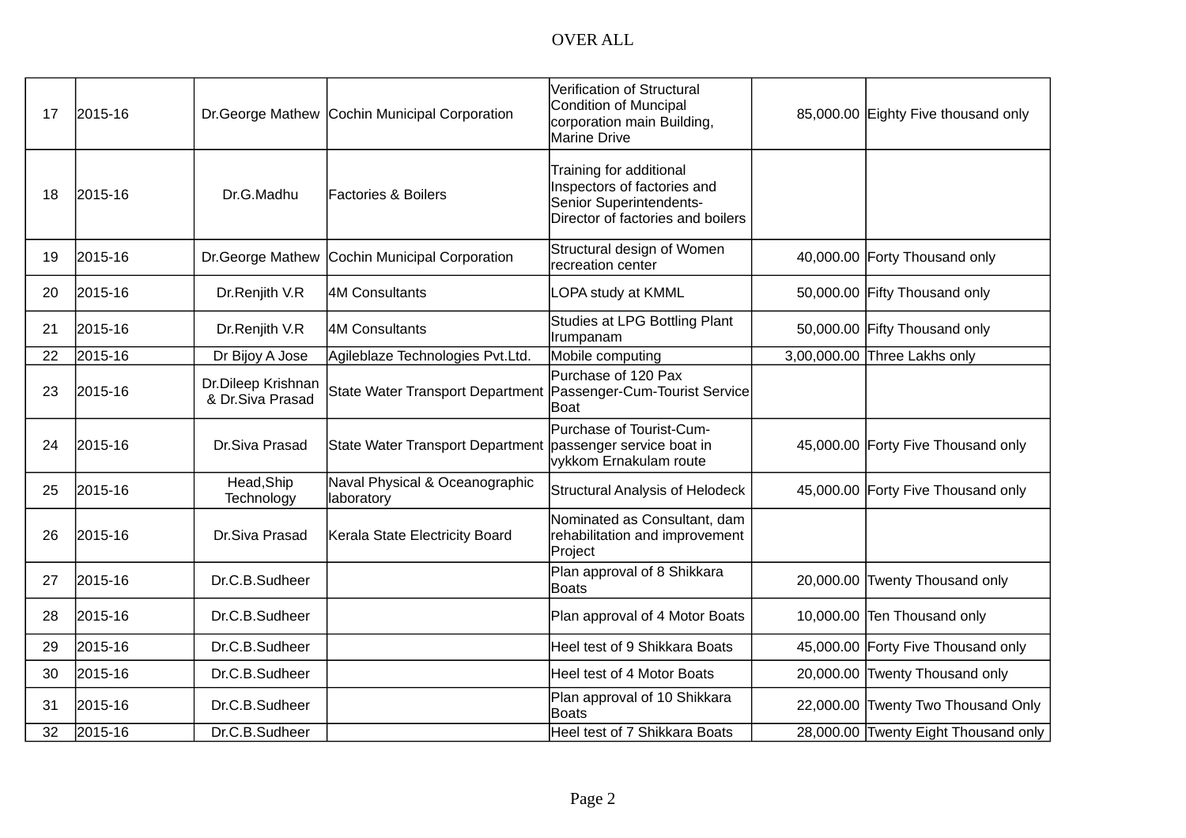OVER ALL

| 17 | 2015-16 | Dr.George Mathew | Cochin Municipal Corporation | Verification of Structural Condition of Muncipal corporation main Building, Marine Drive | 85,000.00 | Eighty Five thousand only |
|---|---|---|---|---|---|---|
| 18 | 2015-16 | Dr.G.Madhu | Factories & Boilers | Training for additional Inspectors of factories and Senior Superintendents-Director of factories and boilers | | |
| 19 | 2015-16 | Dr.George Mathew | Cochin Municipal Corporation | Structural design of Women recreation center | 40,000.00 | Forty Thousand only |
| 20 | 2015-16 | Dr.Renjith V.R | 4M Consultants | LOPA study at KMML | 50,000.00 | Fifty Thousand only |
| 21 | 2015-16 | Dr.Renjith V.R | 4M Consultants | Studies at LPG Bottling Plant Irumpanam | 50,000.00 | Fifty Thousand only |
| 22 | 2015-16 | Dr Bijoy A Jose | Agileblaze Technologies Pvt.Ltd. | Mobile computing | 3,00,000.00 | Three Lakhs only |
| 23 | 2015-16 | Dr.Dileep Krishnan & Dr.Siva Prasad | State Water Transport Department | Purchase of 120 Pax Passenger-Cum-Tourist Service Boat | | |
| 24 | 2015-16 | Dr.Siva Prasad | State Water Transport Department | Purchase of Tourist-Cum-passenger service boat in vykkom Ernakulam route | 45,000.00 | Forty Five Thousand only |
| 25 | 2015-16 | Head,Ship Technology | Naval Physical & Oceanographic laboratory | Structural Analysis of Helodeck | 45,000.00 | Forty Five Thousand only |
| 26 | 2015-16 | Dr.Siva Prasad | Kerala State Electricity Board | Nominated as Consultant, dam rehabilitation and improvement Project | | |
| 27 | 2015-16 | Dr.C.B.Sudheer | | Plan approval of 8 Shikkara Boats | 20,000.00 | Twenty Thousand only |
| 28 | 2015-16 | Dr.C.B.Sudheer | | Plan approval of 4 Motor Boats | 10,000.00 | Ten Thousand only |
| 29 | 2015-16 | Dr.C.B.Sudheer | | Heel test of 9 Shikkara Boats | 45,000.00 | Forty Five Thousand only |
| 30 | 2015-16 | Dr.C.B.Sudheer | | Heel test of 4 Motor Boats | 20,000.00 | Twenty Thousand only |
| 31 | 2015-16 | Dr.C.B.Sudheer | | Plan approval of 10 Shikkara Boats | 22,000.00 | Twenty Two Thousand Only |
| 32 | 2015-16 | Dr.C.B.Sudheer | | Heel test of 7 Shikkara Boats | 28,000.00 | Twenty Eight Thousand only |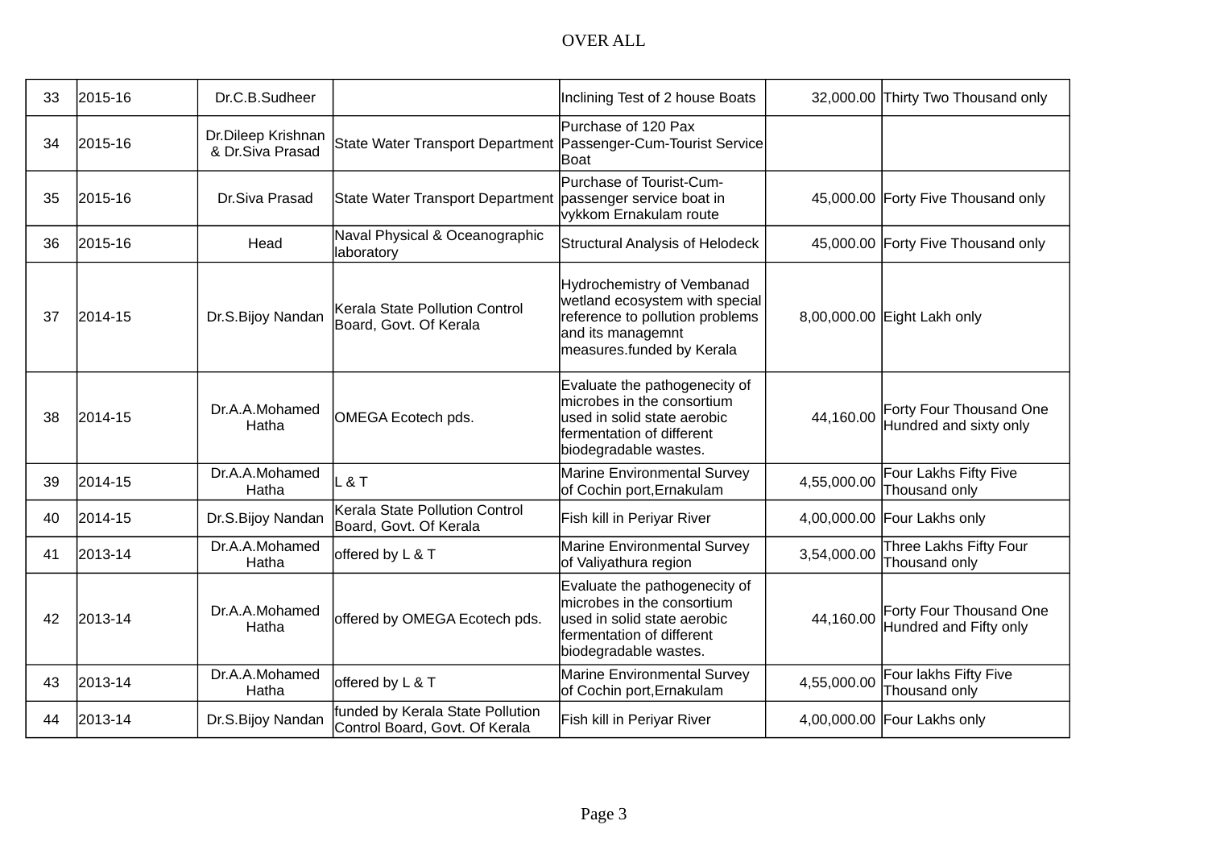OVER ALL

| | | | | | | |
|---|---|---|---|---|---|---|
| 33 | 2015-16 | Dr.C.B.Sudheer | | Inclining Test of 2 house Boats | 32,000.00 | Thirty Two Thousand only |
| 34 | 2015-16 | Dr.Dileep Krishnan & Dr.Siva Prasad | State Water Transport Department | Purchase of 120 Pax Passenger-Cum-Tourist Service Boat | | |
| 35 | 2015-16 | Dr.Siva Prasad | State Water Transport Department | Purchase of Tourist-Cum-passenger service boat in vykkom Ernakulam route | 45,000.00 | Forty Five Thousand only |
| 36 | 2015-16 | Head | Naval Physical & Oceanographic laboratory | Structural Analysis of Helodeck | 45,000.00 | Forty Five Thousand only |
| 37 | 2014-15 | Dr.S.Bijoy Nandan | Kerala State Pollution Control Board, Govt. Of Kerala | Hydrochemistry of Vembanad wetland ecosystem with special reference to pollution problems and its managemnt measures.funded by Kerala | 8,00,000.00 | Eight Lakh only |
| 38 | 2014-15 | Dr.A.A.Mohamed Hatha | OMEGA Ecotech pds. | Evaluate the pathogenecity of microbes in the consortium used in solid state aerobic fermentation of different biodegradable wastes. | 44,160.00 | Forty Four Thousand One Hundred and sixty only |
| 39 | 2014-15 | Dr.A.A.Mohamed Hatha | L & T | Marine Environmental Survey of Cochin port,Ernakulam | 4,55,000.00 | Four Lakhs Fifty Five Thousand only |
| 40 | 2014-15 | Dr.S.Bijoy Nandan | Kerala State Pollution Control Board, Govt. Of Kerala | Fish kill in Periyar River | 4,00,000.00 | Four Lakhs only |
| 41 | 2013-14 | Dr.A.A.Mohamed Hatha | offered by L & T | Marine Environmental Survey of Valiyathura region | 3,54,000.00 | Three Lakhs Fifty Four Thousand only |
| 42 | 2013-14 | Dr.A.A.Mohamed Hatha | offered by OMEGA Ecotech pds. | Evaluate the pathogenecity of microbes in the consortium used in solid state aerobic fermentation of different biodegradable wastes. | 44,160.00 | Forty Four Thousand One Hundred and Fifty only |
| 43 | 2013-14 | Dr.A.A.Mohamed Hatha | offered by L & T | Marine Environmental Survey of Cochin port,Ernakulam | 4,55,000.00 | Four lakhs Fifty Five Thousand only |
| 44 | 2013-14 | Dr.S.Bijoy Nandan | funded by Kerala State Pollution Control Board, Govt. Of Kerala | Fish kill in Periyar River | 4,00,000.00 | Four Lakhs only |